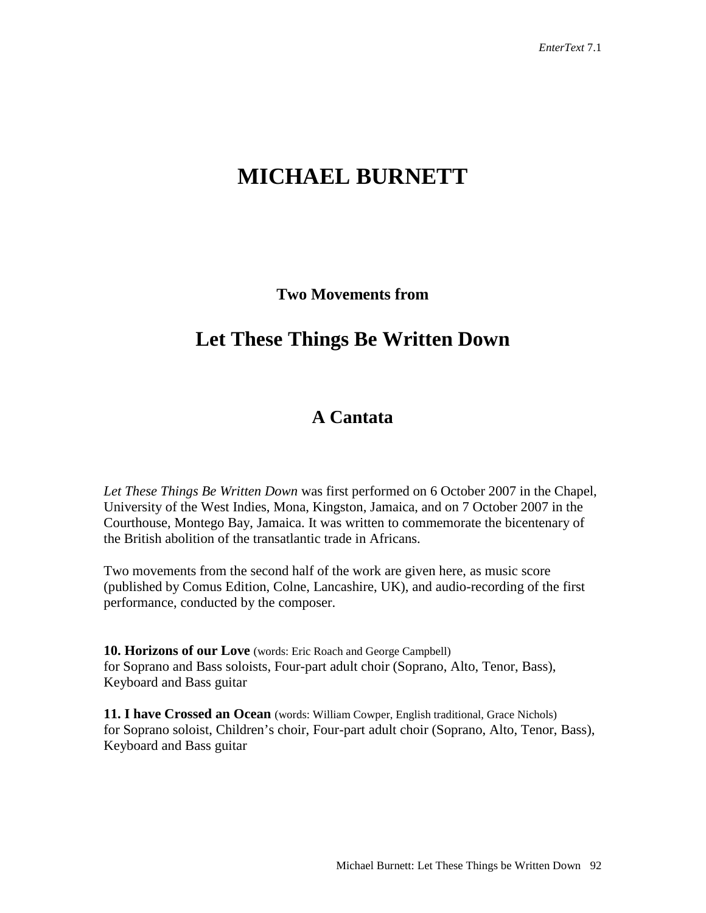# MICHAEL BURNETT

### Two Movements from

## Let These Things Be Written Down

## A Cantata

*Let These Things Be Written Down* was first performed on 6 October 2007 in the Chapel, University of the West Indies, Mona, Kingston, Jamaica, and on 7 October 2007 in the Courthouse, Montego Bay, Jamaica. It was written to commemorate the bicentenary of the British abolition of the transatlantic trade in Africans.

Two movements from the second half of the work are given here, as music score (published by Comus Edition, Colne, Lancashire, UK), and audio-recording of the first performance, conducted by the composer.

**10. Horizons of our Love** (words: Eric Roach and George Campbell)
for Soprano and Bass soloists, Four-part adult choir (Soprano, Alto, Tenor, Bass), Keyboard and Bass guitar

**11. I have Crossed an Ocean** (words: William Cowper, English traditional, Grace Nichols)
for Soprano soloist, Children's choir, Four-part adult choir (Soprano, Alto, Tenor, Bass), Keyboard and Bass guitar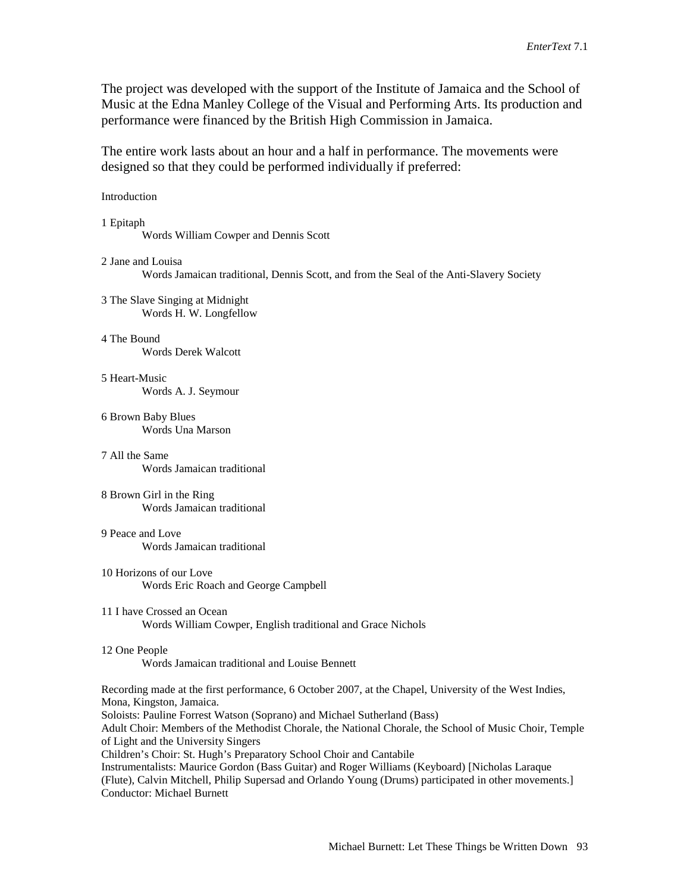The project was developed with the support of the Institute of Jamaica and the School of Music at the Edna Manley College of the Visual and Performing Arts. Its production and performance were financed by the British High Commission in Jamaica.

The entire work lasts about an hour and a half in performance. The movements were designed so that they could be performed individually if preferred:

Introduction

1 Epitaph
Words William Cowper and Dennis Scott

2 Jane and Louisa
Words Jamaican traditional, Dennis Scott, and from the Seal of the Anti-Slavery Society

3 The Slave Singing at Midnight
Words H. W. Longfellow

4 The Bound
Words Derek Walcott

5 Heart-Music
Words A. J. Seymour

6 Brown Baby Blues
Words Una Marson

7 All the Same
Words Jamaican traditional

8 Brown Girl in the Ring
Words Jamaican traditional

9 Peace and Love
Words Jamaican traditional

10 Horizons of our Love
Words Eric Roach and George Campbell

11 I have Crossed an Ocean
Words William Cowper, English traditional and Grace Nichols

12 One People
Words Jamaican traditional and Louise Bennett

Recording made at the first performance, 6 October 2007, at the Chapel, University of the West Indies, Mona, Kingston, Jamaica.
Soloists: Pauline Forrest Watson (Soprano) and Michael Sutherland (Bass)
Adult Choir: Members of the Methodist Chorale, the National Chorale, the School of Music Choir, Temple of Light and the University Singers
Children's Choir: St. Hugh's Preparatory School Choir and Cantabile
Instrumentalists: Maurice Gordon (Bass Guitar) and Roger Williams (Keyboard) [Nicholas Laraque (Flute), Calvin Mitchell, Philip Supersad and Orlando Young (Drums) participated in other movements.]
Conductor: Michael Burnett